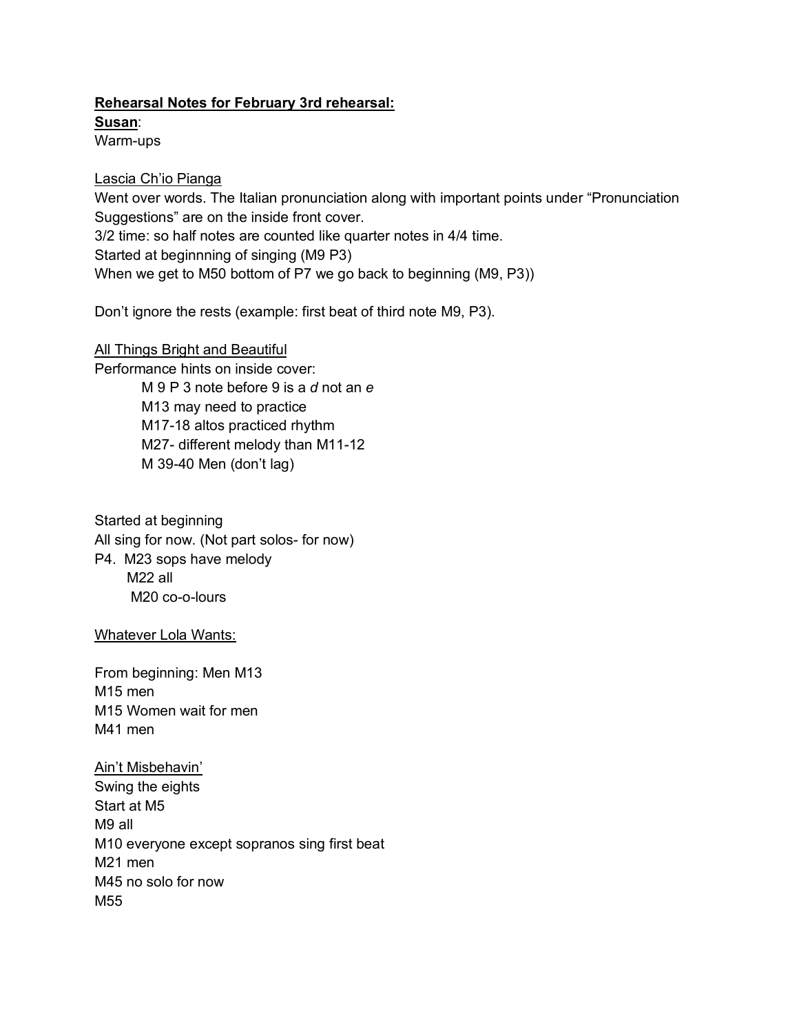**<u>Rehearsal Notes for February 3rd rehearsal:</u>**

**<u>Susan</u>**:

Warm-ups

<u>Lascia Ch'io Pianga</u>

Went over words. The Italian pronunciation along with important points under "Pronunciation Suggestions" are on the inside front cover.

3/2 time: so half notes are counted like quarter notes in 4/4 time.

Started at beginnning of singing (M9 P3)

When we get to M50 bottom of P7 we go back to beginning (M9, P3))

Don't ignore the rests (example: first beat of third note M9, P3).

<u>All Things Bright and Beautiful</u>

Performance hints on inside cover:

- M 9 P 3 note before 9 is a *d* not an *e*
- M13 may need to practice
- M17-18 altos practiced rhythm
- M27- different melody than M11-12
- M 39-40 Men (don't lag)

Started at beginning

All sing for now. (Not part solos- for now)

P4. M23 sops have melody

M22 all

M20 co-o-lours

<u>Whatever Lola Wants:</u>

From beginning: Men M13

M15 men

M15 Women wait for men

M41 men

<u>Ain't Misbehavin'</u>

Swing the eights

Start at M5

M9 all

M10 everyone except sopranos sing first beat

M21 men

M45 no solo for now

M55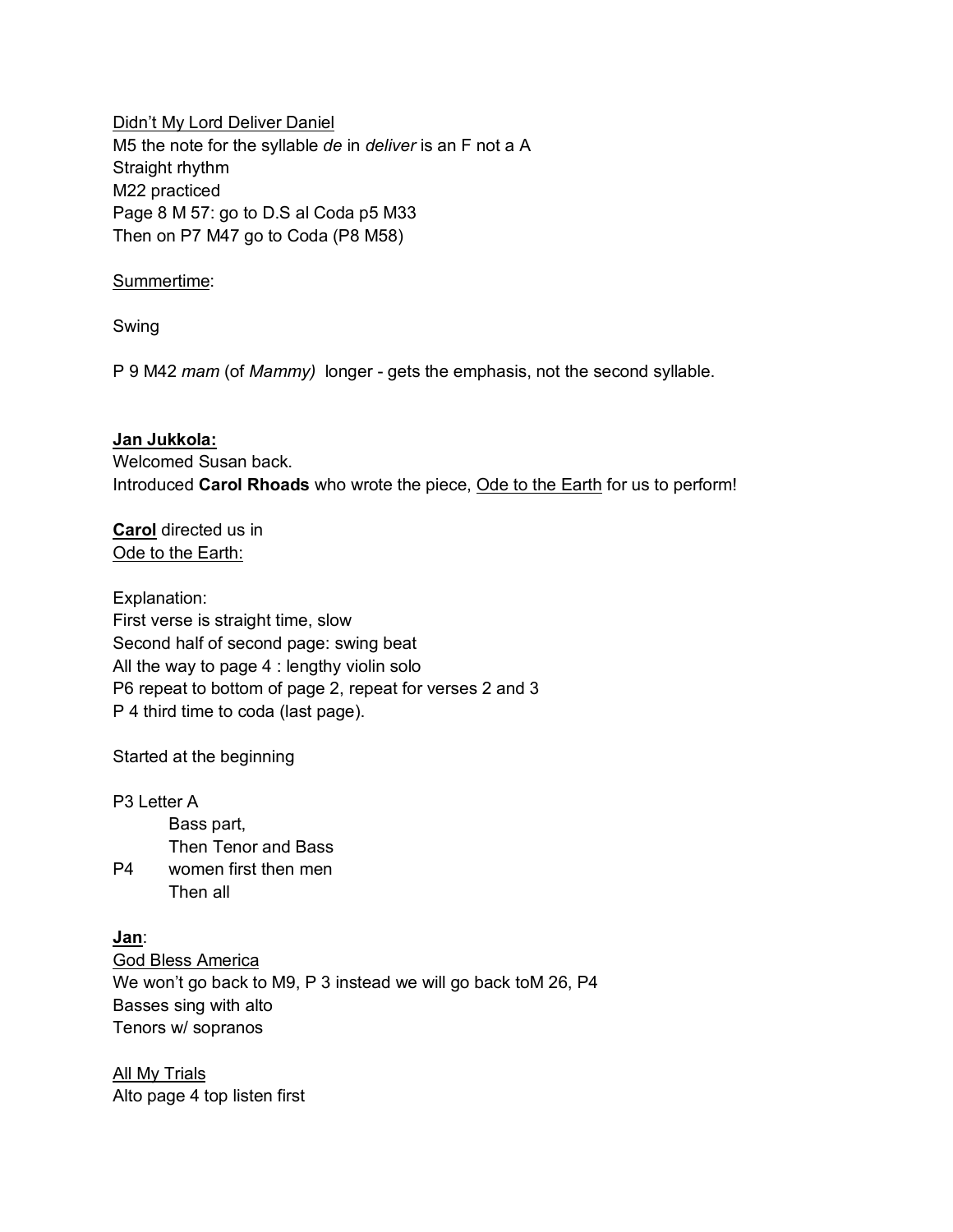<u>Didn't My Lord Deliver Daniel</u>
M5 the note for the syllable *de* in *deliver* is an F not a A
Straight rhythm
M22 practiced
Page 8 M 57: go to D.S al Coda p5 M33
Then on P7 M47 go to Coda (P8 M58)

<u>Summertime</u>:

Swing

P 9 M42 *mam* (of *Mammy)* longer - gets the emphasis, not the second syllable.

<u>**Jan Jukkola:**</u>
Welcomed Susan back.
Introduced **Carol Rhoads** who wrote the piece, <u>Ode to the Earth</u> for us to perform!

<u>**Carol**</u> directed us in
<u>Ode to the Earth:</u>

Explanation:
First verse is straight time, slow
Second half of second page: swing beat
All the way to page 4 : lengthy violin solo
P6 repeat to bottom of page 2, repeat for verses 2 and 3
P 4 third time to coda (last page).

Started at the beginning

P3 Letter A
- Bass part,
- Then Tenor and Bass

P4
- women first then men
- Then all

<u>**Jan**</u>:
<u>God Bless America</u>
We won't go back to M9, P 3 instead we will go back toM 26, P4
Basses sing with alto
Tenors w/ sopranos

<u>All My Trials</u>
Alto page 4 top listen first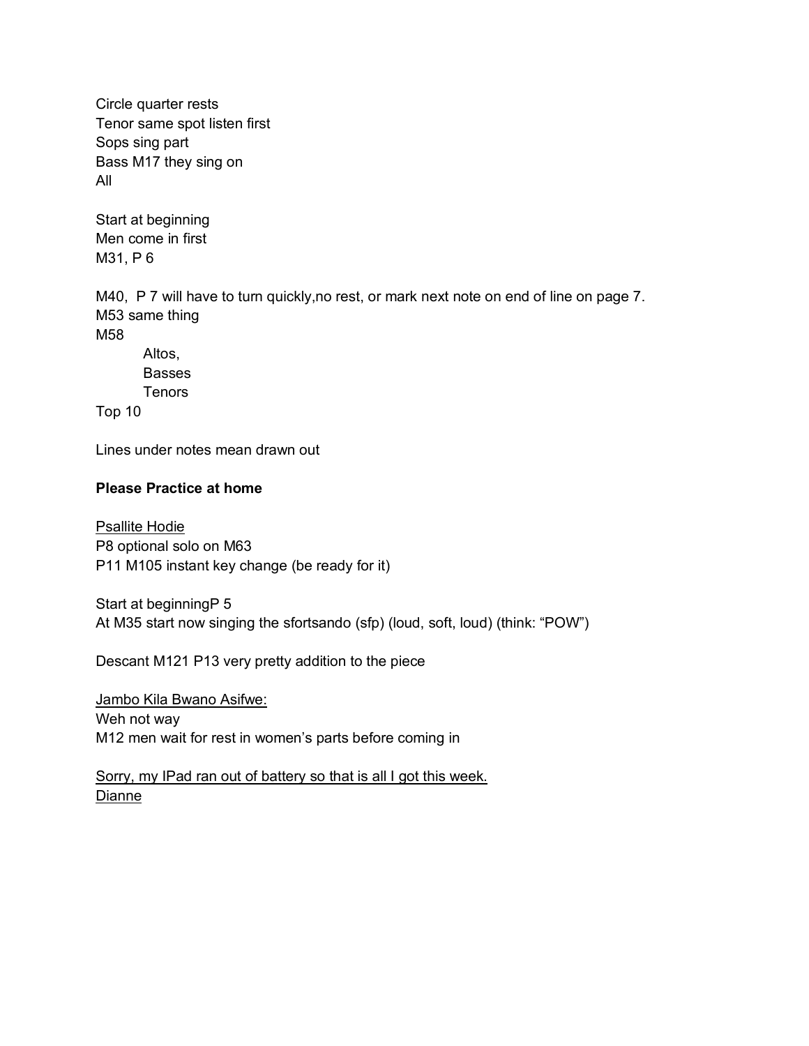Circle quarter rests
Tenor same spot listen first
Sops sing part
Bass M17 they sing on
All

Start at beginning
Men come in first
M31, P 6

M40, P 7 will have to turn quickly,no rest, or mark next note on end of line on page 7.
M53 same thing
M58

Altos,
Basses
Tenors

Top 10

Lines under notes mean drawn out

**Please Practice at home**

<u>Psallite Hodie</u>
P8 optional solo on M63
P11 M105 instant key change (be ready for it)

Start at beginningP 5
At M35 start now singing the sfortsando (sfp) (loud, soft, loud) (think: "POW")

Descant M121 P13 very pretty addition to the piece

<u>Jambo Kila Bwano Asifwe:</u>
Weh not way
M12 men wait for rest in women's parts before coming in

<u>Sorry, my IPad ran out of battery so that is all I got this week.</u>
<u>Dianne</u>